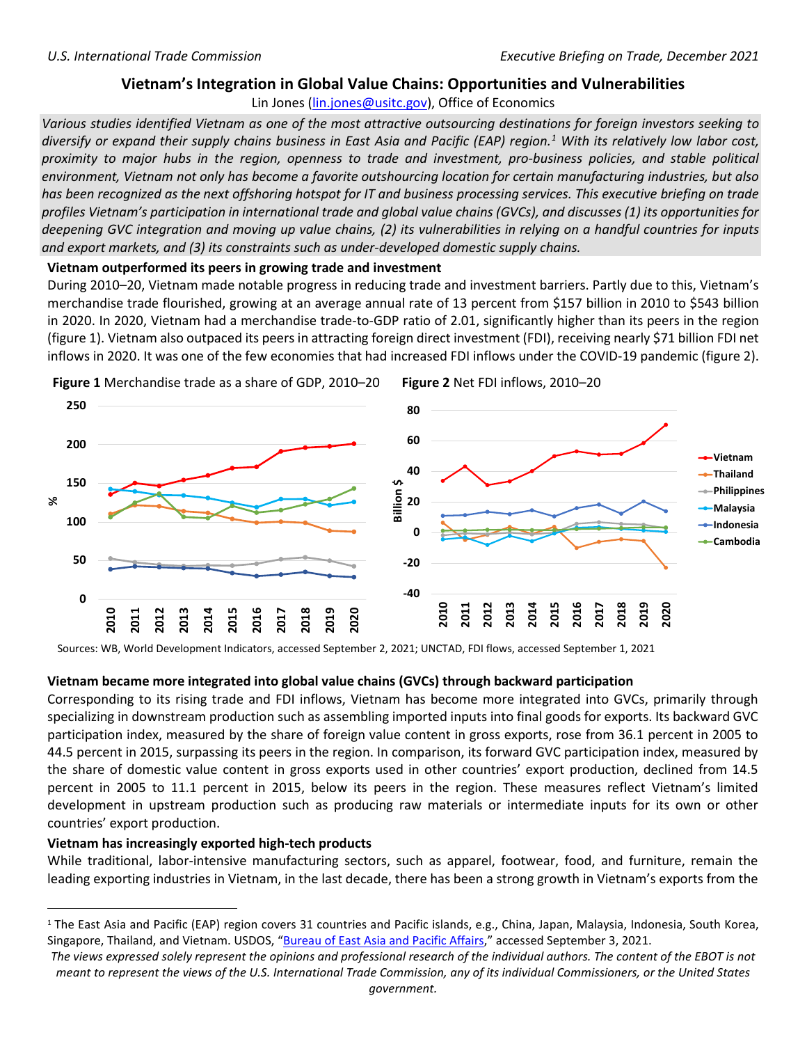*U.S. International Trade Commission* *Executive Briefing on Trade, December 2021*

# Vietnam's Integration in Global Value Chains: Opportunities and Vulnerabilities

Lin Jones (lin.jones@usitc.gov), Office of Economics

*Various studies identified Vietnam as one of the most attractive outsourcing destinations for foreign investors seeking to diversify or expand their supply chains business in East Asia and Pacific (EAP) region.[1] With its relatively low labor cost, proximity to major hubs in the region, openness to trade and investment, pro-business policies, and stable political environment, Vietnam not only has become a favorite outshourcing location for certain manufacturing industries, but also has been recognized as the next offshoring hotspot for IT and business processing services. This executive briefing on trade profiles Vietnam's participation in international trade and global value chains (GVCs), and discusses (1) its opportunities for deepening GVC integration and moving up value chains, (2) its vulnerabilities in relying on a handful countries for inputs and export markets, and (3) its constraints such as under-developed domestic supply chains.*

## Vietnam outperformed its peers in growing trade and investment

During 2010–20, Vietnam made notable progress in reducing trade and investment barriers. Partly due to this, Vietnam's merchandise trade flourished, growing at an average annual rate of 13 percent from $157 billion in 2010 to $543 billion in 2020. In 2020, Vietnam had a merchandise trade-to-GDP ratio of 2.01, significantly higher than its peers in the region (figure 1). Vietnam also outpaced its peers in attracting foreign direct investment (FDI), receiving nearly $71 billion FDI net inflows in 2020. It was one of the few economies that had increased FDI inflows under the COVID-19 pandemic (figure 2).

**Figure 1** Merchandise trade as a share of GDP, 2010–20

**Figure 2** Net FDI inflows, 2010–20

Sources: WB, World Development Indicators, accessed September 2, 2021; UNCTAD, FDI flows, accessed September 1, 2021

## Vietnam became more integrated into global value chains (GVCs) through backward participation

Corresponding to its rising trade and FDI inflows, Vietnam has become more integrated into GVCs, primarily through specializing in downstream production such as assembling imported inputs into final goods for exports. Its backward GVC participation index, measured by the share of foreign value content in gross exports, rose from 36.1 percent in 2005 to 44.5 percent in 2015, surpassing its peers in the region. In comparison, its forward GVC participation index, measured by the share of domestic value content in gross exports used in other countries' export production, declined from 14.5 percent in 2005 to 11.1 percent in 2015, below its peers in the region. These measures reflect Vietnam's limited development in upstream production such as producing raw materials or intermediate inputs for its own or other countries' export production.

## Vietnam has increasingly exported high-tech products

While traditional, labor-intensive manufacturing sectors, such as apparel, footwear, food, and furniture, remain the leading exporting industries in Vietnam, in the last decade, there has been a strong growth in Vietnam's exports from the

---

[1] The East Asia and Pacific (EAP) region covers 31 countries and Pacific islands, e.g., China, Japan, Malaysia, Indonesia, South Korea, Singapore, Thailand, and Vietnam. USDOS, "Bureau of East Asia and Pacific Affairs," accessed September 3, 2021.

*The views expressed solely represent the opinions and professional research of the individual authors. The content of the EBOT is not meant to represent the views of the U.S. International Trade Commission, any of its individual Commissioners, or the United States government.*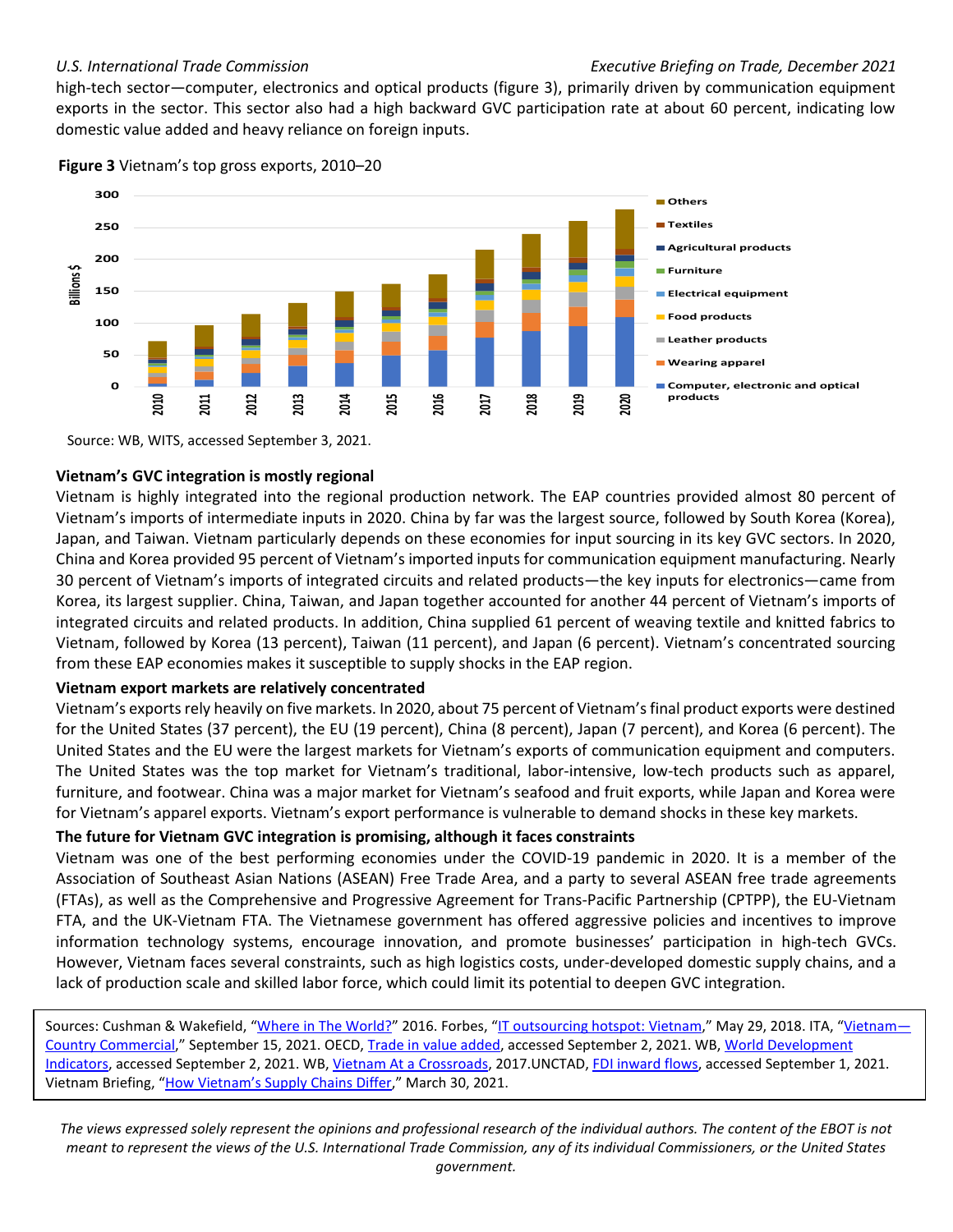high-tech sector—computer, electronics and optical products (figure 3), primarily driven by communication equipment exports in the sector. This sector also had a high backward GVC participation rate at about 60 percent, indicating low domestic value added and heavy reliance on foreign inputs.

**Figure 3** Vietnam's top gross exports, 2010–20

300
250
200
150
100
50
0

Billions $

2010 2011 2012 2013 2014 2015 2016 2017 2018 2019 2020

Others
Textiles
Agricultural products
Furniture
Electrical equipment
Food products
Leather products
Wearing apparel
Computer, electronic and optical products

Source: WB, WITS, accessed September 3, 2021.

**Vietnam's GVC integration is mostly regional**

Vietnam is highly integrated into the regional production network. The EAP countries provided almost 80 percent of Vietnam's imports of intermediate inputs in 2020. China by far was the largest source, followed by South Korea (Korea), Japan, and Taiwan. Vietnam particularly depends on these economies for input sourcing in its key GVC sectors. In 2020, China and Korea provided 95 percent of Vietnam's imported inputs for communication equipment manufacturing. Nearly 30 percent of Vietnam's imports of integrated circuits and related products—the key inputs for electronics—came from Korea, its largest supplier. China, Taiwan, and Japan together accounted for another 44 percent of Vietnam's imports of integrated circuits and related products. In addition, China supplied 61 percent of weaving textile and knitted fabrics to Vietnam, followed by Korea (13 percent), Taiwan (11 percent), and Japan (6 percent). Vietnam's concentrated sourcing from these EAP economies makes it susceptible to supply shocks in the EAP region.

**Vietnam export markets are relatively concentrated**

Vietnam's exports rely heavily on five markets. In 2020, about 75 percent of Vietnam's final product exports were destined for the United States (37 percent), the EU (19 percent), China (8 percent), Japan (7 percent), and Korea (6 percent). The United States and the EU were the largest markets for Vietnam's exports of communication equipment and computers. The United States was the top market for Vietnam's traditional, labor-intensive, low-tech products such as apparel, furniture, and footwear. China was a major market for Vietnam's seafood and fruit exports, while Japan and Korea were for Vietnam's apparel exports. Vietnam's export performance is vulnerable to demand shocks in these key markets.

**The future for Vietnam GVC integration is promising, although it faces constraints**

Vietnam was one of the best performing economies under the COVID-19 pandemic in 2020. It is a member of the Association of Southeast Asian Nations (ASEAN) Free Trade Area, and a party to several ASEAN free trade agreements (FTAs), as well as the Comprehensive and Progressive Agreement for Trans-Pacific Partnership (CPTPP), the EU-Vietnam FTA, and the UK-Vietnam FTA. The Vietnamese government has offered aggressive policies and incentives to improve information technology systems, encourage innovation, and promote businesses' participation in high-tech GVCs. However, Vietnam faces several constraints, such as high logistics costs, under-developed domestic supply chains, and a lack of production scale and skilled labor force, which could limit its potential to deepen GVC integration.

Sources: Cushman & Wakefield, "Where in The World?" 2016. Forbes, "IT outsourcing hotspot: Vietnam," May 29, 2018. ITA, "Vietnam—Country Commercial," September 15, 2021. OECD, Trade in value added, accessed September 2, 2021. WB, World Development Indicators, accessed September 2, 2021. WB, Vietnam At a Crossroads, 2017.UNCTAD, FDI inward flows, accessed September 1, 2021. Vietnam Briefing, "How Vietnam's Supply Chains Differ," March 30, 2021.

*The views expressed solely represent the opinions and professional research of the individual authors. The content of the EBOT is not meant to represent the views of the U.S. International Trade Commission, any of its individual Commissioners, or the United States government.*